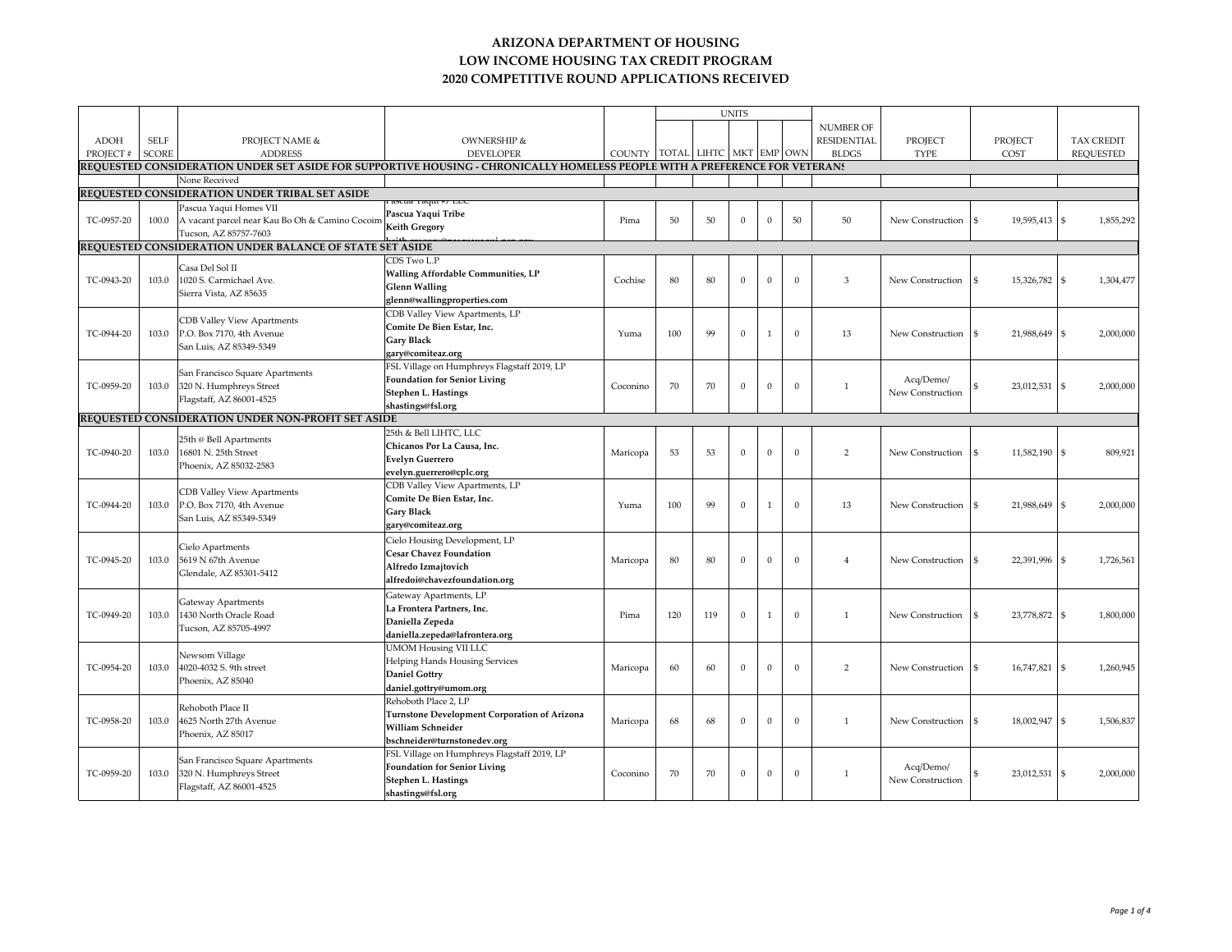# ARIZONA DEPARTMENT OF HOUSING
## LOW INCOME HOUSING TAX CREDIT PROGRAM
## 2020 COMPETITIVE ROUND APPLICATIONS RECEIVED

| ADOH PROJECT # | SELF SCORE | PROJECT NAME & ADDRESS | OWNERSHIP & DEVELOPER | COUNTY | UNITS TOTAL | LIHTC | MKT | EMP | OWN | NUMBER OF RESIDENTIAL BLDGS | PROJECT TYPE | PROJECT COST | TAX CREDIT REQUESTED |
|---|---|---|---|---|---|---|---|---|---|---|---|---|---|
| **REQUESTED CONSIDERATION UNDER SET ASIDE FOR SUPPORTIVE HOUSING - CHRONICALLY HOMELESS PEOPLE WITH A PREFERENCE FOR VETERANS** | | | | | | | | | | | | | |
| | | None Received | | | | | | | | | | | |
| **REQUESTED CONSIDERATION UNDER TRIBAL SET ASIDE** | | | | | | | | | | | | | |
| TC-0957-20 | 100.0 | Pascua Yaqui Homes VII<br>A vacant parcel near Kau Bo Oh & Camino Cocoim<br>Tucson, AZ 85757-7603 | Pascua Yaqui #7 LLC<br>**Pascua Yaqui Tribe**<br>**Keith Gregory**<br>**keith.gregory@pascuayaqui-nsn.gov** | Pima | 50 | 50 | 0 | 0 | 50 | 50 | New Construction | $ 19,595,413 | $ 1,855,292 |
| **REQUESTED CONSIDERATION UNDER BALANCE OF STATE SET ASIDE** | | | | | | | | | | | | | |
| TC-0943-20 | 103.0 | Casa Del Sol II<br>1020 S. Carmichael Ave.<br>Sierra Vista, AZ 85635 | CDS Two L.P<br>**Walling Affordable Communities, LP**<br>**Glenn Walling**<br>**glenn@wallingproperties.com** | Cochise | 80 | 80 | 0 | 0 | 0 | 3 | New Construction | $ 15,326,782 | $ 1,304,477 |
| TC-0944-20 | 103.0 | CDB Valley View Apartments<br>P.O. Box 7170, 4th Avenue<br>San Luis, AZ 85349-5349 | CDB Valley View Apartments, LP<br>**Comite De Bien Estar, Inc.**<br>**Gary Black**<br>**gary@comiteaz.org** | Yuma | 100 | 99 | 0 | 1 | 0 | 13 | New Construction | $ 21,988,649 | $ 2,000,000 |
| TC-0959-20 | 103.0 | San Francisco Square Apartments<br>320 N. Humphreys Street<br>Flagstaff, AZ 86001-4525 | FSL Village on Humphreys Flagstaff 2019, LP<br>**Foundation for Senior Living**<br>**Stephen L. Hastings**<br>**shastings@fsl.org** | Coconino | 70 | 70 | 0 | 0 | 0 | 1 | Acq/Demo/ New Construction | $ 23,012,531 | $ 2,000,000 |
| **REQUESTED CONSIDERATION UNDER NON-PROFIT SET ASIDE** | | | | | | | | | | | | | |
| TC-0940-20 | 103.0 | 25th @ Bell Apartments<br>16801 N. 25th Street<br>Phoenix, AZ 85032-2583 | 25th & Bell LIHTC, LLC<br>**Chicanos Por La Causa, Inc.**<br>**Evelyn Guerrero**<br>**evelyn.guerrero@cplc.org** | Maricopa | 53 | 53 | 0 | 0 | 0 | 2 | New Construction | $ 11,582,190 | $ 809,921 |
| TC-0944-20 | 103.0 | CDB Valley View Apartments<br>P.O. Box 7170, 4th Avenue<br>San Luis, AZ 85349-5349 | CDB Valley View Apartments, LP<br>**Comite De Bien Estar, Inc.**<br>**Gary Black**<br>**gary@comiteaz.org** | Yuma | 100 | 99 | 0 | 1 | 0 | 13 | New Construction | $ 21,988,649 | $ 2,000,000 |
| TC-0945-20 | 103.0 | Cielo Apartments<br>5619 N 67th Avenue<br>Glendale, AZ 85301-5412 | Cielo Housing Development, LP<br>**Cesar Chavez Foundation**<br>**Alfredo Izmajtovich**<br>**alfredoi@chavezfoundation.org** | Maricopa | 80 | 80 | 0 | 0 | 0 | 4 | New Construction | $ 22,391,996 | $ 1,726,561 |
| TC-0949-20 | 103.0 | Gateway Apartments<br>1430 North Oracle Road<br>Tucson, AZ 85705-4997 | Gateway Apartments, LP<br>**La Frontera Partners, Inc.**<br>**Daniella Zepeda**<br>**daniella.zepeda@lafrontera.org** | Pima | 120 | 119 | 0 | 1 | 0 | 1 | New Construction | $ 23,778,872 | $ 1,800,000 |
| TC-0954-20 | 103.0 | Newsom Village<br>4020-4032 S. 9th street<br>Phoenix, AZ 85040 | UMOM Housing VII LLC<br>Helping Hands Housing Services<br>**Daniel Gottry**<br>**daniel.gottry@umom.org** | Maricopa | 60 | 60 | 0 | 0 | 0 | 2 | New Construction | $ 16,747,821 | $ 1,260,945 |
| TC-0958-20 | 103.0 | Rehoboth Place II<br>4625 North 27th Avenue<br>Phoenix, AZ 85017 | Rehoboth Place 2, LP<br>**Turnstone Development Corporation of Arizona**<br>**William Schneider**<br>**bschneider@turnstonedev.org** | Maricopa | 68 | 68 | 0 | 0 | 0 | 1 | New Construction | $ 18,002,947 | $ 1,506,837 |
| TC-0959-20 | 103.0 | San Francisco Square Apartments<br>320 N. Humphreys Street<br>Flagstaff, AZ 86001-4525 | FSL Village on Humphreys Flagstaff 2019, LP<br>**Foundation for Senior Living**<br>**Stephen L. Hastings**<br>**shastings@fsl.org** | Coconino | 70 | 70 | 0 | 0 | 0 | 1 | Acq/Demo/ New Construction | $ 23,012,531 | $ 2,000,000 |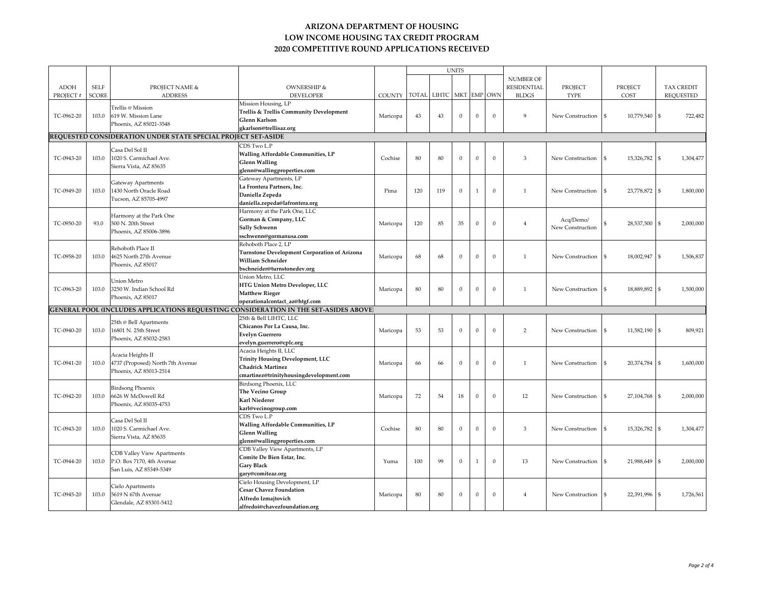# ARIZONA DEPARTMENT OF HOUSING
## LOW INCOME HOUSING TAX CREDIT PROGRAM
## 2020 COMPETITIVE ROUND APPLICATIONS RECEIVED

| ADOH PROJECT # | SELF SCORE | PROJECT NAME & ADDRESS | OWNERSHIP & DEVELOPER | COUNTY | UNITS TOTAL | LIHTC | MKT | EMP | OWN | NUMBER OF RESIDENTIAL BLDGS | PROJECT TYPE | PROJECT COST | TAX CREDIT REQUESTED |
|---|---|---|---|---|---|---|---|---|---|---|---|---|---|
| TC-0962-20 | 103.0 | Trellis @ Mission<br>619 W. Mission Lane<br>Phoenix, AZ 85021-3548 | Mission Housing, LP<br>**Trellis & Trellis Community Development**<br>**Glenn Karlson**<br>**gkarlson@trellisaz.org** | Maricopa | 43 | 43 | 0 | 0 | 0 | 9 | New Construction | $ 10,779,540 | $ 722,482 |
| **REQUESTED CONSIDERATION UNDER STATE SPECIAL PROJECT SET-ASIDE** | | | | | | | | | | | | | |
| TC-0943-20 | 103.0 | Casa Del Sol II<br>1020 S. Carmichael Ave.<br>Sierra Vista, AZ 85635 | CDS Two L.P<br>**Walling Affordable Communities, LP**<br>**Glenn Walling**<br>**glenn@wallingproperties.com** | Cochise | 80 | 80 | 0 | 0 | 0 | 3 | New Construction | $ 15,326,782 | $ 1,304,477 |
| TC-0949-20 | 103.0 | Gateway Apartments<br>1430 North Oracle Road<br>Tucson, AZ 85705-4997 | Gateway Apartments, LP<br>**La Frontera Partners, Inc.**<br>**Daniella Zepeda**<br>**daniella.zepeda@lafrontera.org** | Pima | 120 | 119 | 0 | 1 | 0 | 1 | New Construction | $ 23,778,872 | $ 1,800,000 |
| TC-0950-20 | 93.0 | Harmony at the Park One<br>500 N. 20th Street<br>Phoenix, AZ 85006-3896 | Harmony at the Park One, LLC<br>**Gorman & Company, LLC**<br>**Sally Schwenn**<br>**sschwenn@gormanusa.com** | Maricopa | 120 | 85 | 35 | 0 | 0 | 4 | Acq/Demo/ New Construction | $ 28,537,500 | $ 2,000,000 |
| TC-0958-20 | 103.0 | Rehoboth Place II<br>4625 North 27th Avenue<br>Phoenix, AZ 85017 | Rehoboth Place 2, LP<br>**Turnstone Development Corporation of Arizona**<br>**William Schneider**<br>**bschneider@turnstonedev.org** | Maricopa | 68 | 68 | 0 | 0 | 0 | 1 | New Construction | $ 18,002,947 | $ 1,506,837 |
| TC-0963-20 | 103.0 | Union Metro<br>3250 W. Indian School Rd<br>Phoenix, AZ 85017 | Union Metro, LLC<br>**HTG Union Metro Developer, LLC**<br>**Matthew Rieger**<br>**operationalcontact_az@htgf.com** | Maricopa | 80 | 80 | 0 | 0 | 0 | 1 | New Construction | $ 18,889,892 | $ 1,500,000 |
| **GENERAL POOL (INCLUDES APPLICATIONS REQUESTING CONSIDERATION IN THE SET-ASIDES ABOVE)** | | | | | | | | | | | | | |
| TC-0940-20 | 103.0 | 25th @ Bell Apartments<br>16801 N. 25th Street<br>Phoenix, AZ 85032-2583 | 25th & Bell LIHTC, LLC<br>**Chicanos Por La Causa, Inc.**<br>**Evelyn Guerrero**<br>**evelyn.guerrero@cplc.org** | Maricopa | 53 | 53 | 0 | 0 | 0 | 2 | New Construction | $ 11,582,190 | $ 809,921 |
| TC-0941-20 | 103.0 | Acacia Heights II<br>4737 (Proposed) North 7th Avenue<br>Phoenix, AZ 85013-2514 | Acacia Heights II, LLC<br>**Trinity Housing Development, LLC**<br>**Chadrick Martinez**<br>**cmartinez@trinityhousingdevelopment.com** | Maricopa | 66 | 66 | 0 | 0 | 0 | 1 | New Construction | $ 20,374,784 | $ 1,600,000 |
| TC-0942-20 | 103.0 | Birdsong Phoenix<br>6626 W McDowell Rd<br>Phoenix, AZ 85035-4753 | Birdsong Phoenix, LLC<br>**The Vecino Group**<br>**Karl Niederer**<br>**karl@vecinogroup.com** | Maricopa | 72 | 54 | 18 | 0 | 0 | 12 | New Construction | $ 27,104,768 | $ 2,000,000 |
| TC-0943-20 | 103.0 | Casa Del Sol II<br>1020 S. Carmichael Ave.<br>Sierra Vista, AZ 85635 | CDS Two L.P<br>**Walling Affordable Communities, LP**<br>**Glenn Walling**<br>**glenn@wallingproperties.com** | Cochise | 80 | 80 | 0 | 0 | 0 | 3 | New Construction | $ 15,326,782 | $ 1,304,477 |
| TC-0944-20 | 103.0 | CDB Valley View Apartments<br>P.O. Box 7170, 4th Avenue<br>San Luis, AZ 85349-5349 | CDB Valley View Apartments, LP<br>**Comite De Bien Estar, Inc.**<br>**Gary Black**<br>**gary@comiteaz.org** | Yuma | 100 | 99 | 0 | 1 | 0 | 13 | New Construction | $ 21,988,649 | $ 2,000,000 |
| TC-0945-20 | 103.0 | Cielo Apartments<br>5619 N 67th Avenue<br>Glendale, AZ 85301-5412 | Cielo Housing Development, LP<br>**Cesar Chavez Foundation**<br>**Alfredo Izmajtovich**<br>**alfredoi@chavezfoundation.org** | Maricopa | 80 | 80 | 0 | 0 | 0 | 4 | New Construction | $ 22,391,996 | $ 1,726,561 |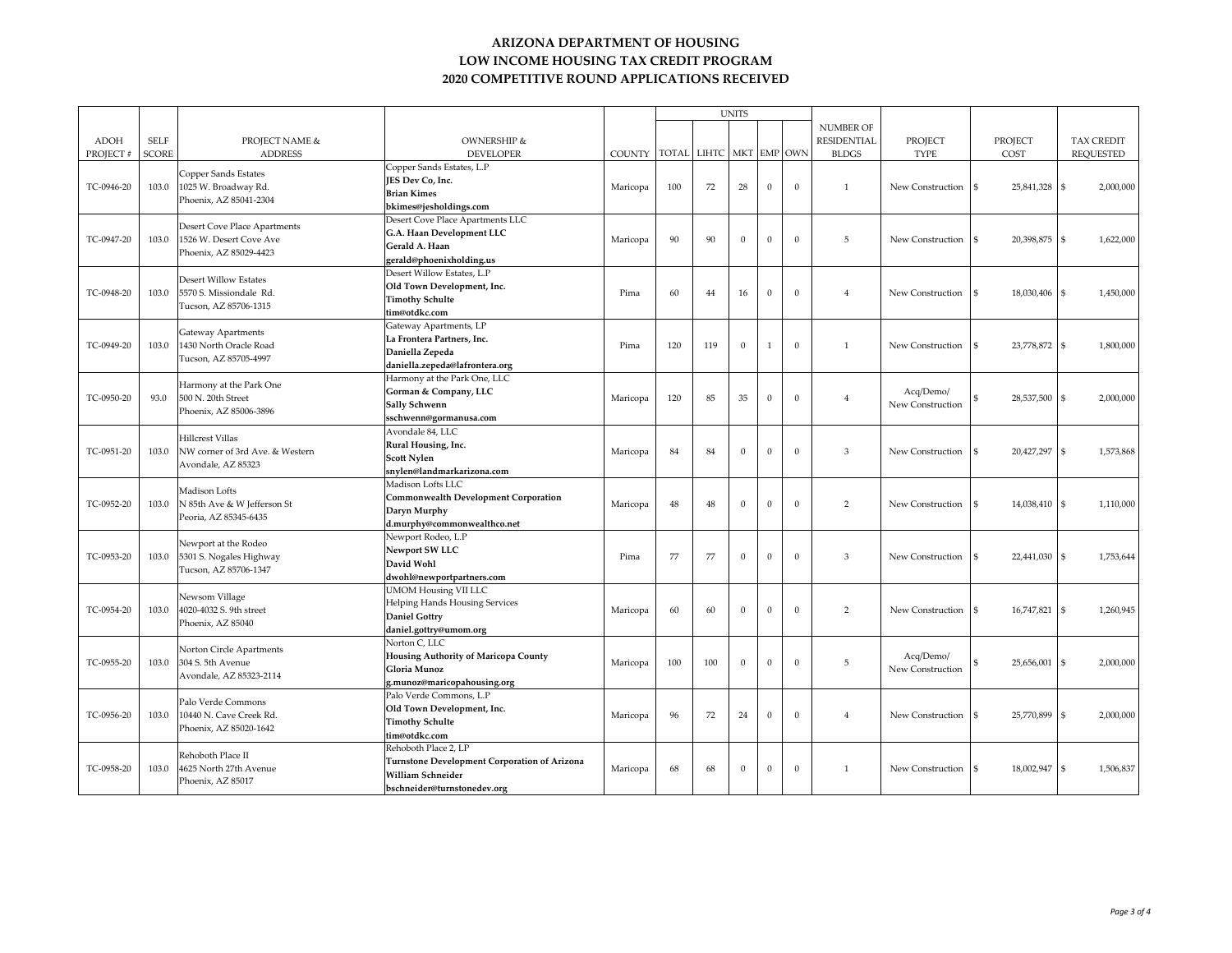# ARIZONA DEPARTMENT OF HOUSING
## LOW INCOME HOUSING TAX CREDIT PROGRAM
## 2020 COMPETITIVE ROUND APPLICATIONS RECEIVED

| ADOH PROJECT # | SELF SCORE | PROJECT NAME & ADDRESS | OWNERSHIP & DEVELOPER | COUNTY | UNITS TOTAL | LIHTC | MKT | EMP | OWN | NUMBER OF RESIDENTIAL BLDGS | PROJECT TYPE | PROJECT COST | TAX CREDIT REQUESTED |
|---|---|---|---|---|---|---|---|---|---|---|---|---|---|
| TC-0946-20 | 103.0 | Copper Sands Estates<br>1025 W. Broadway Rd.<br>Phoenix, AZ 85041-2304 | Copper Sands Estates, L.P<br>**JES Dev Co, Inc.**<br>**Brian Kimes**<br>**bkimes@jesholdings.com** | Maricopa | 100 | 72 | 28 | 0 | 0 | 1 | New Construction | $ 25,841,328 | $ 2,000,000 |
| TC-0947-20 | 103.0 | Desert Cove Place Apartments<br>1526 W. Desert Cove Ave<br>Phoenix, AZ 85029-4423 | Desert Cove Place Apartments LLC<br>**G.A. Haan Development LLC**<br>**Gerald A. Haan**<br>**gerald@phoenixholding.us** | Maricopa | 90 | 90 | 0 | 0 | 0 | 5 | New Construction | $ 20,398,875 | $ 1,622,000 |
| TC-0948-20 | 103.0 | Desert Willow Estates<br>5570 S. Missiondale Rd.<br>Tucson, AZ 85706-1315 | Desert Willow Estates, L.P<br>**Old Town Development, Inc.**<br>**Timothy Schulte**<br>**tim@otdkc.com** | Pima | 60 | 44 | 16 | 0 | 0 | 4 | New Construction | $ 18,030,406 | $ 1,450,000 |
| TC-0949-20 | 103.0 | Gateway Apartments<br>1430 North Oracle Road<br>Tucson, AZ 85705-4997 | Gateway Apartments, LP<br>**La Frontera Partners, Inc.**<br>**Daniella Zepeda**<br>**daniella.zepeda@lafrontera.org** | Pima | 120 | 119 | 0 | 1 | 0 | 1 | New Construction | $ 23,778,872 | $ 1,800,000 |
| TC-0950-20 | 93.0 | Harmony at the Park One<br>500 N. 20th Street<br>Phoenix, AZ 85006-3896 | Harmony at the Park One, LLC<br>**Gorman & Company, LLC**<br>**Sally Schwenn**<br>**sschwenn@gormanusa.com** | Maricopa | 120 | 85 | 35 | 0 | 0 | 4 | Acq/Demo/ New Construction | $ 28,537,500 | $ 2,000,000 |
| TC-0951-20 | 103.0 | Hillcrest Villas<br>NW corner of 3rd Ave. & Western<br>Avondale, AZ 85323 | Avondale 84, LLC<br>**Rural Housing, Inc.**<br>**Scott Nylen**<br>**snylen@landmarkarizona.com** | Maricopa | 84 | 84 | 0 | 0 | 0 | 3 | New Construction | $ 20,427,297 | $ 1,573,868 |
| TC-0952-20 | 103.0 | Madison Lofts<br>N 85th Ave & W Jefferson St<br>Peoria, AZ 85345-6435 | Madison Lofts LLC<br>**Commonwealth Development Corporation**<br>**Daryn Murphy**<br>**d.murphy@commonwealthco.net** | Maricopa | 48 | 48 | 0 | 0 | 0 | 2 | New Construction | $ 14,038,410 | $ 1,110,000 |
| TC-0953-20 | 103.0 | Newport at the Rodeo<br>5301 S. Nogales Highway<br>Tucson, AZ 85706-1347 | Newport Rodeo, L.P<br>**Newport SW LLC**<br>**David Wohl**<br>**dwohl@newportpartners.com** | Pima | 77 | 77 | 0 | 0 | 0 | 3 | New Construction | $ 22,441,030 | $ 1,753,644 |
| TC-0954-20 | 103.0 | Newsom Village<br>4020-4032 S. 9th street<br>Phoenix, AZ 85040 | UMOM Housing VII LLC<br>Helping Hands Housing Services<br>**Daniel Gottry**<br>**daniel.gottry@umom.org** | Maricopa | 60 | 60 | 0 | 0 | 0 | 2 | New Construction | $ 16,747,821 | $ 1,260,945 |
| TC-0955-20 | 103.0 | Norton Circle Apartments<br>304 S. 5th Avenue<br>Avondale, AZ 85323-2114 | Norton C, LLC<br>**Housing Authority of Maricopa County**<br>**Gloria Munoz**<br>**g.munoz@maricopahousing.org** | Maricopa | 100 | 100 | 0 | 0 | 0 | 5 | Acq/Demo/ New Construction | $ 25,656,001 | $ 2,000,000 |
| TC-0956-20 | 103.0 | Palo Verde Commons<br>10440 N. Cave Creek Rd.<br>Phoenix, AZ 85020-1642 | Palo Verde Commons, L.P<br>**Old Town Development, Inc.**<br>**Timothy Schulte**<br>**tim@otdkc.com** | Maricopa | 96 | 72 | 24 | 0 | 0 | 4 | New Construction | $ 25,770,899 | $ 2,000,000 |
| TC-0958-20 | 103.0 | Rehoboth Place II<br>4625 North 27th Avenue<br>Phoenix, AZ 85017 | Rehoboth Place 2, LP<br>**Turnstone Development Corporation of Arizona**<br>**William Schneider**<br>**bschneider@turnstonedev.org** | Maricopa | 68 | 68 | 0 | 0 | 0 | 1 | New Construction | $ 18,002,947 | $ 1,506,837 |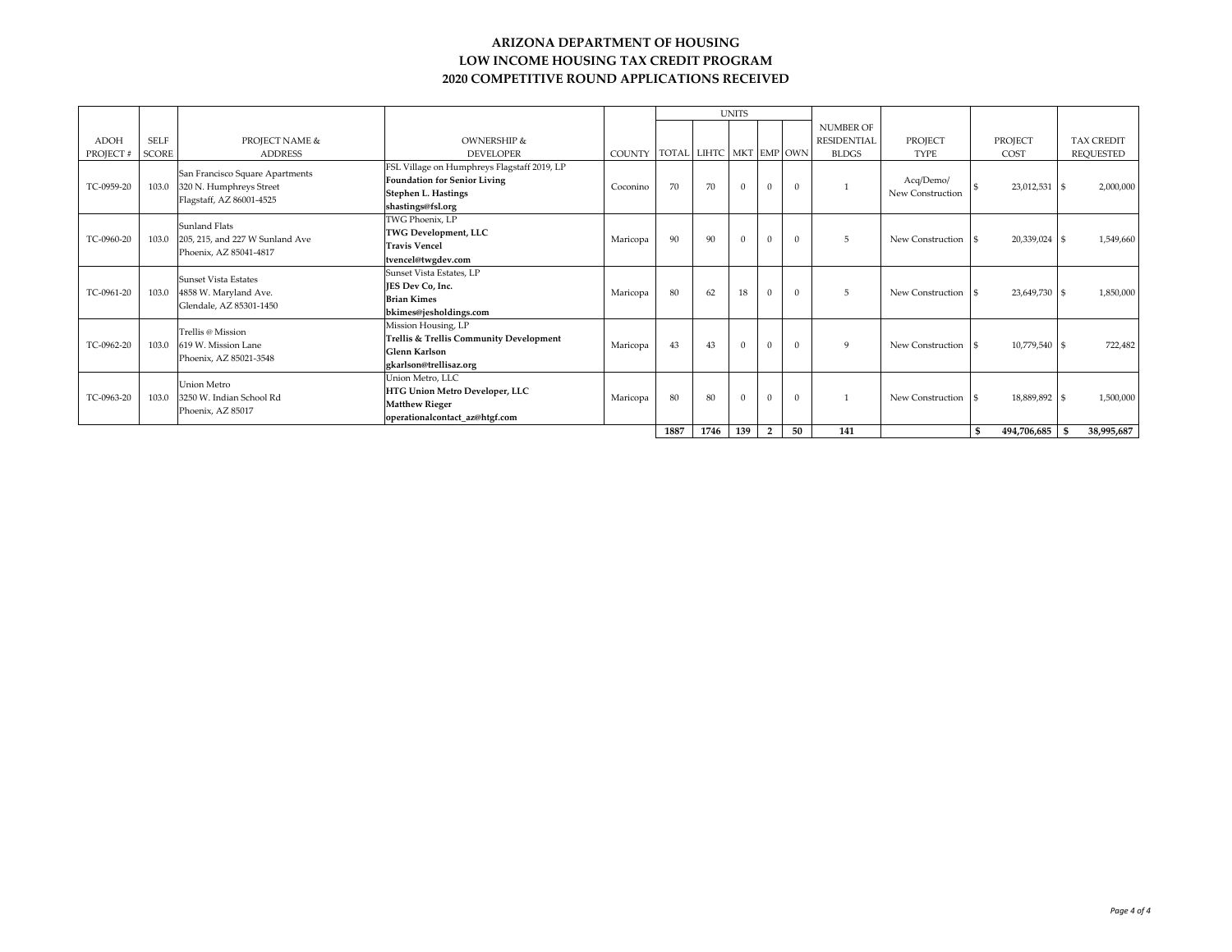**ARIZONA DEPARTMENT OF HOUSING**
**LOW INCOME HOUSING TAX CREDIT PROGRAM**
**2020 COMPETITIVE ROUND APPLICATIONS RECEIVED**

| ADOH PROJECT # | SELF SCORE | PROJECT NAME & ADDRESS | OWNERSHIP & DEVELOPER | COUNTY | UNITS | | | | | NUMBER OF RESIDENTIAL BLDGS | PROJECT TYPE | PROJECT COST | TAX CREDIT REQUESTED |
|---|---|---|---|---|---|---|---|---|---|---|---|---|---|
| | | | | | TOTAL | LIHTC | MKT | EMP | OWN | | | | |
| TC-0959-20 | 103.0 | San Francisco Square Apartments<br>320 N. Humphreys Street<br>Flagstaff, AZ 86001-4525 | FSL Village on Humphreys Flagstaff 2019, LP<br>**Foundation for Senior Living**<br>**Stephen L. Hastings**<br>**shastings@fsl.org** | Coconino | 70 | 70 | 0 | 0 | 0 | 1 | Acq/Demo/ New Construction | $ 23,012,531 | $ 2,000,000 |
| TC-0960-20 | 103.0 | Sunland Flats<br>205, 215, and 227 W Sunland Ave<br>Phoenix, AZ 85041-4817 | TWG Phoenix, LP<br>**TWG Development, LLC**<br>**Travis Vencel**<br>**tvencel@twgdev.com** | Maricopa | 90 | 90 | 0 | 0 | 0 | 5 | New Construction | $ 20,339,024 | $ 1,549,660 |
| TC-0961-20 | 103.0 | Sunset Vista Estates<br>4858 W. Maryland Ave.<br>Glendale, AZ 85301-1450 | Sunset Vista Estates, LP<br>**JES Dev Co, Inc.**<br>**Brian Kimes**<br>**bkimes@jesholdings.com** | Maricopa | 80 | 62 | 18 | 0 | 0 | 5 | New Construction | $ 23,649,730 | $ 1,850,000 |
| TC-0962-20 | 103.0 | Trellis @ Mission<br>619 W. Mission Lane<br>Phoenix, AZ 85021-3548 | Mission Housing, LP<br>**Trellis & Trellis Community Development**<br>**Glenn Karlson**<br>**gkarlson@trellisaz.org** | Maricopa | 43 | 43 | 0 | 0 | 0 | 9 | New Construction | $ 10,779,540 | $ 722,482 |
| TC-0963-20 | 103.0 | Union Metro<br>3250 W. Indian School Rd<br>Phoenix, AZ 85017 | Union Metro, LLC<br>**HTG Union Metro Developer, LLC**<br>**Matthew Rieger**<br>**operationalcontact_az@htgf.com** | Maricopa | 80 | 80 | 0 | 0 | 0 | 1 | New Construction | $ 18,889,892 | $ 1,500,000 |
| | | | | | **1887** | **1746** | **139** | **2** | **50** | **141** | | **$ 494,706,685** | **$ 38,995,687** |